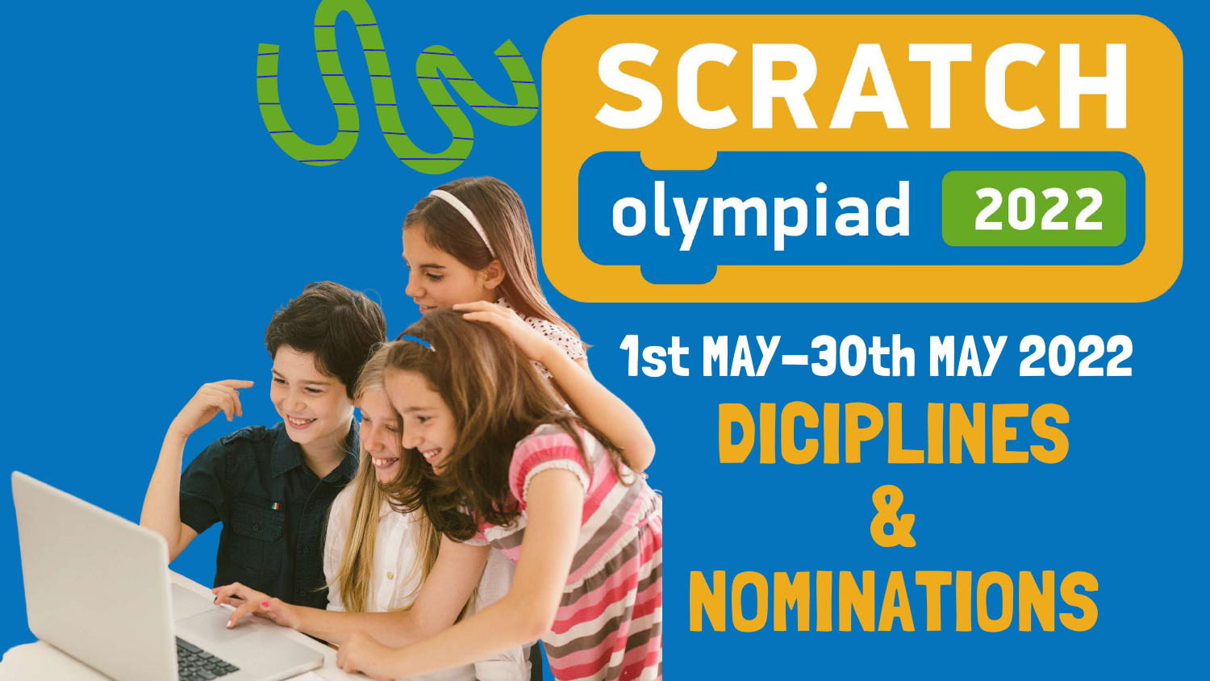# SCRATCH olympiad 2022

## 1st MAY–30th MAY 2022

# DICIPLINES & NOMINATIONS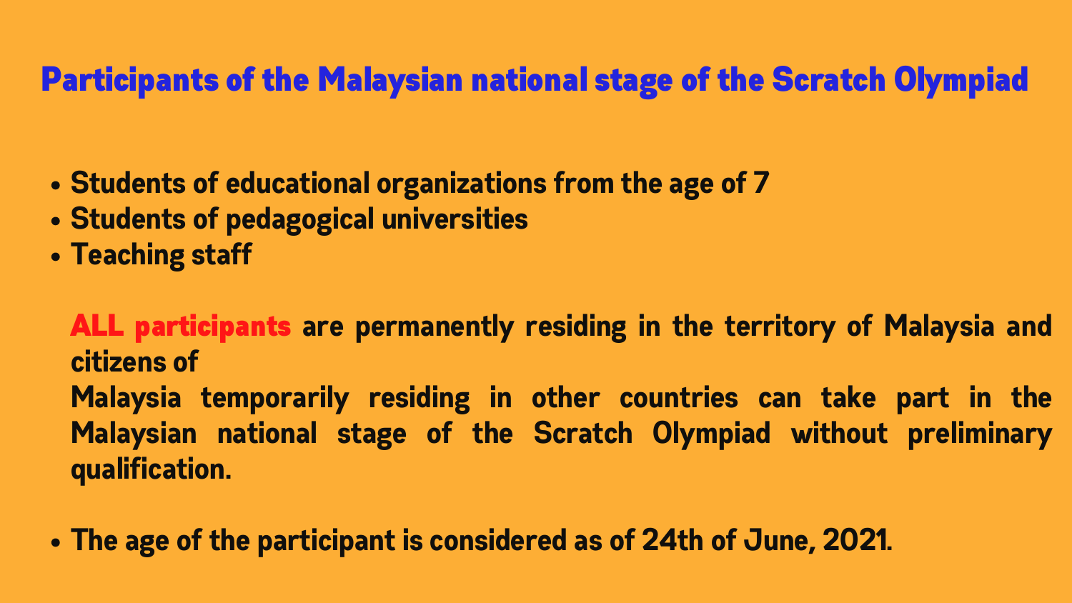# Participants of the Malaysian national stage of the Scratch Olympiad

- Students of educational organizations from the age of 7
- Students of pedagogical universities
- Teaching staff

**ALL participants** are permanently residing in the territory of Malaysia and citizens of
Malaysia temporarily residing in other countries can take part in the Malaysian national stage of the Scratch Olympiad without preliminary qualification.

- The age of the participant is considered as of 24th of June, 2021.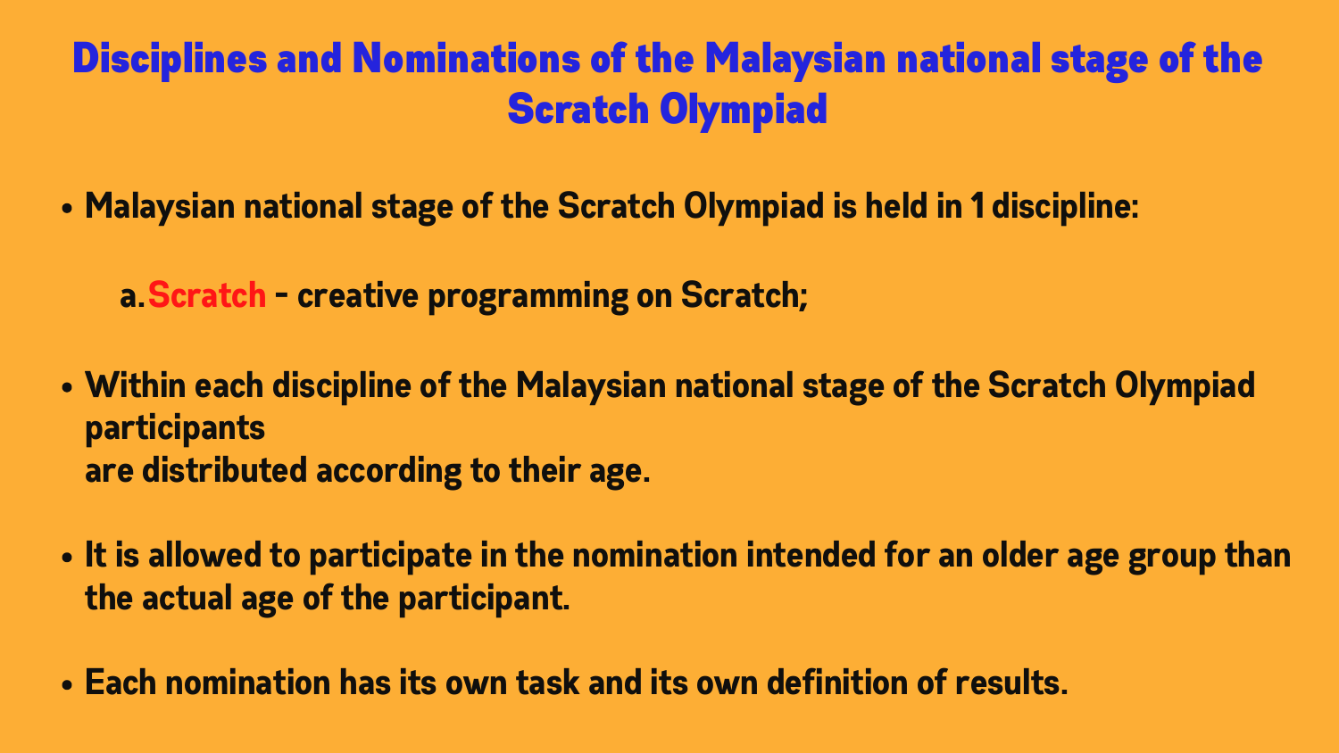# Disciplines and Nominations of the Malaysian national stage of the Scratch Olympiad

- **Malaysian national stage of the Scratch Olympiad is held in 1 discipline:**

  a. **Scratch - creative programming on Scratch;**

- **Within each discipline of the Malaysian national stage of the Scratch Olympiad participants are distributed according to their age.**

- **It is allowed to participate in the nomination intended for an older age group than the actual age of the participant.**

- **Each nomination has its own task and its own definition of results.**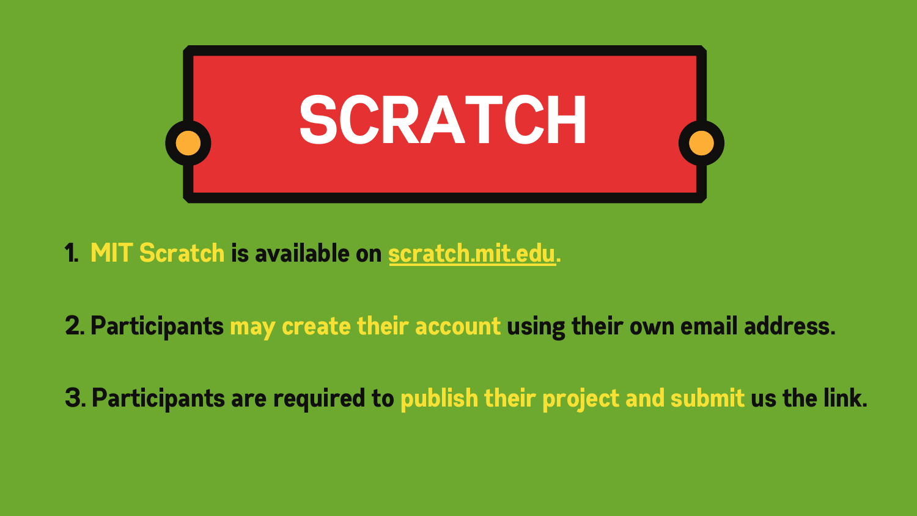# SCRATCH

1. **MIT Scratch** is available on scratch.mit.edu.
2. Participants **may create their account** using their own email address.
3. Participants are required to **publish their project and submit** us the link.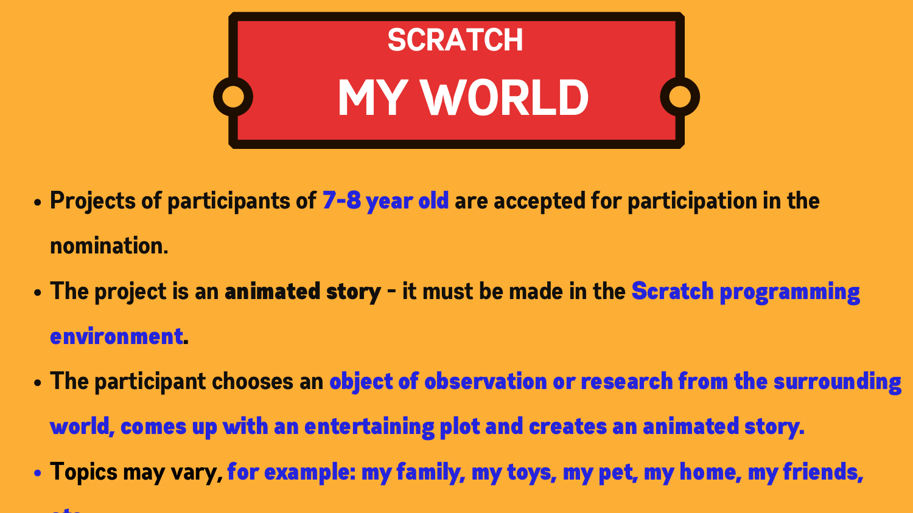# SCRATCH

# MY WORLD

- Projects of participants of **7-8 year old** are accepted for participation in the nomination.
- The project is an **animated story** - it must be made in the **Scratch programming environment**.
- The participant chooses an **object of observation or research from the surrounding world, comes up with an entertaining plot and creates an animated story.**
- Topics may vary, **for example: my family, my toys, my pet, my home, my friends, etc.**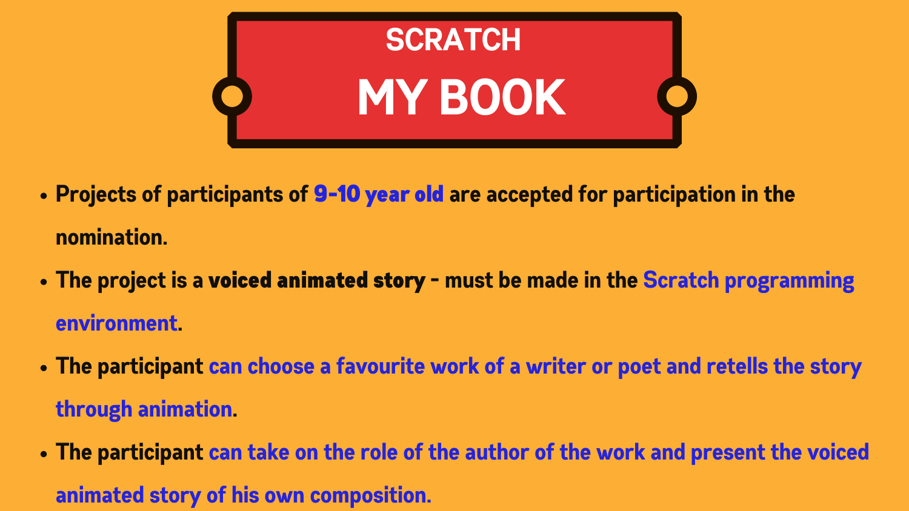# SCRATCH

# MY BOOK

- Projects of participants of **9-10 year old** are accepted for participation in the nomination.
- The project is a **voiced animated story** - must be made in the Scratch programming environment.
- The participant can choose a favourite work of a writer or poet and retells the story through animation.
- The participant can take on the role of the author of the work and present the voiced animated story of his own composition.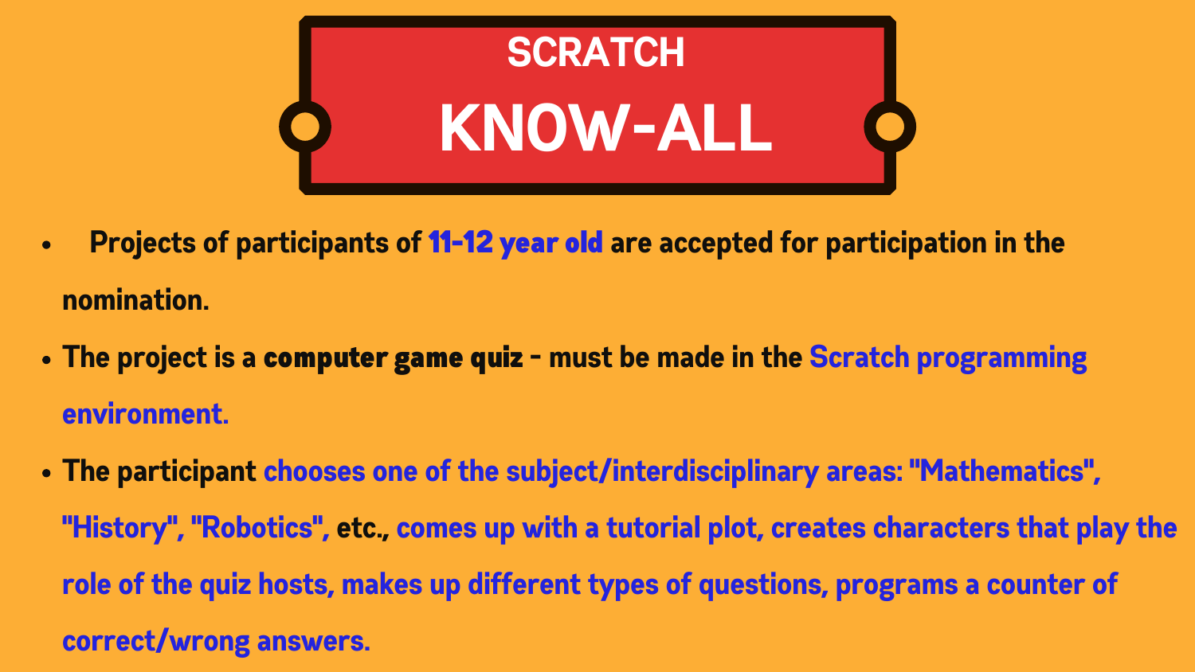# SCRATCH
# KNOW-ALL

- Projects of participants of **11-12 year old** are accepted for participation in the nomination.
- The project is a **computer game quiz** - must be made in the Scratch programming environment.
- The participant chooses one of the subject/interdisciplinary areas: "Mathematics", "History", "Robotics", etc., comes up with a tutorial plot, creates characters that play the role of the quiz hosts, makes up different types of questions, programs a counter of correct/wrong answers.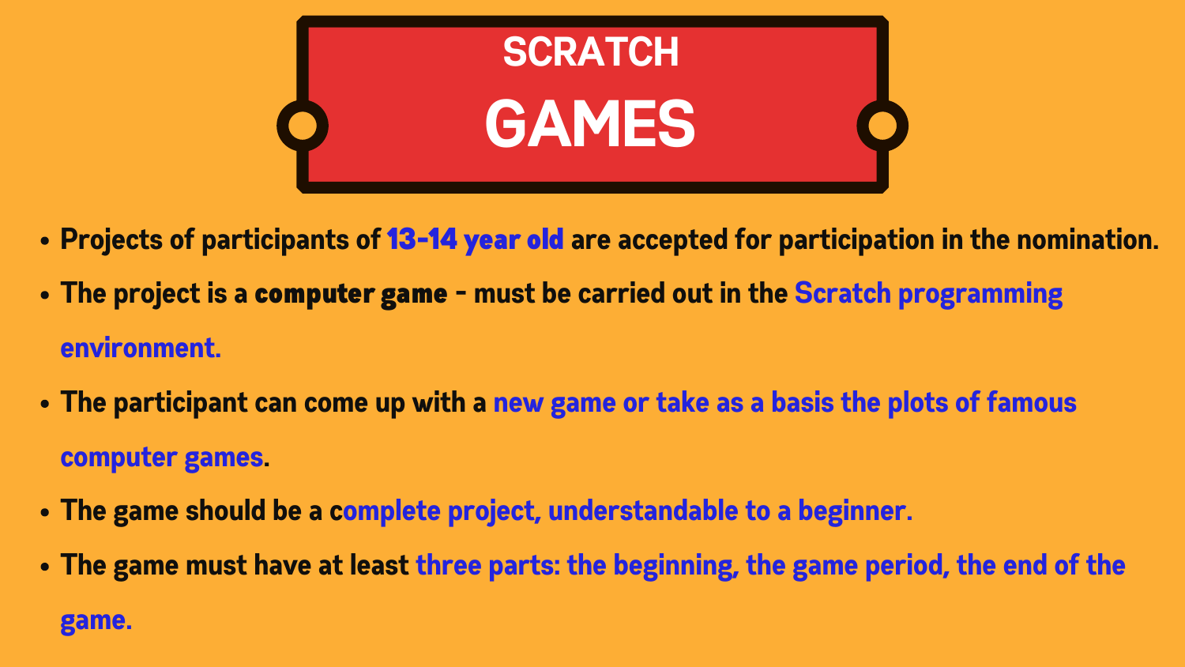# SCRATCH GAMES

- Projects of participants of **13-14 year old** are accepted for participation in the nomination.
- The project is a **computer game** - must be carried out in the Scratch programming environment.
- The participant can come up with a new game or take as a basis the plots of famous computer games.
- The game should be a complete project, understandable to a beginner.
- The game must have at least three parts: the beginning, the game period, the end of the game.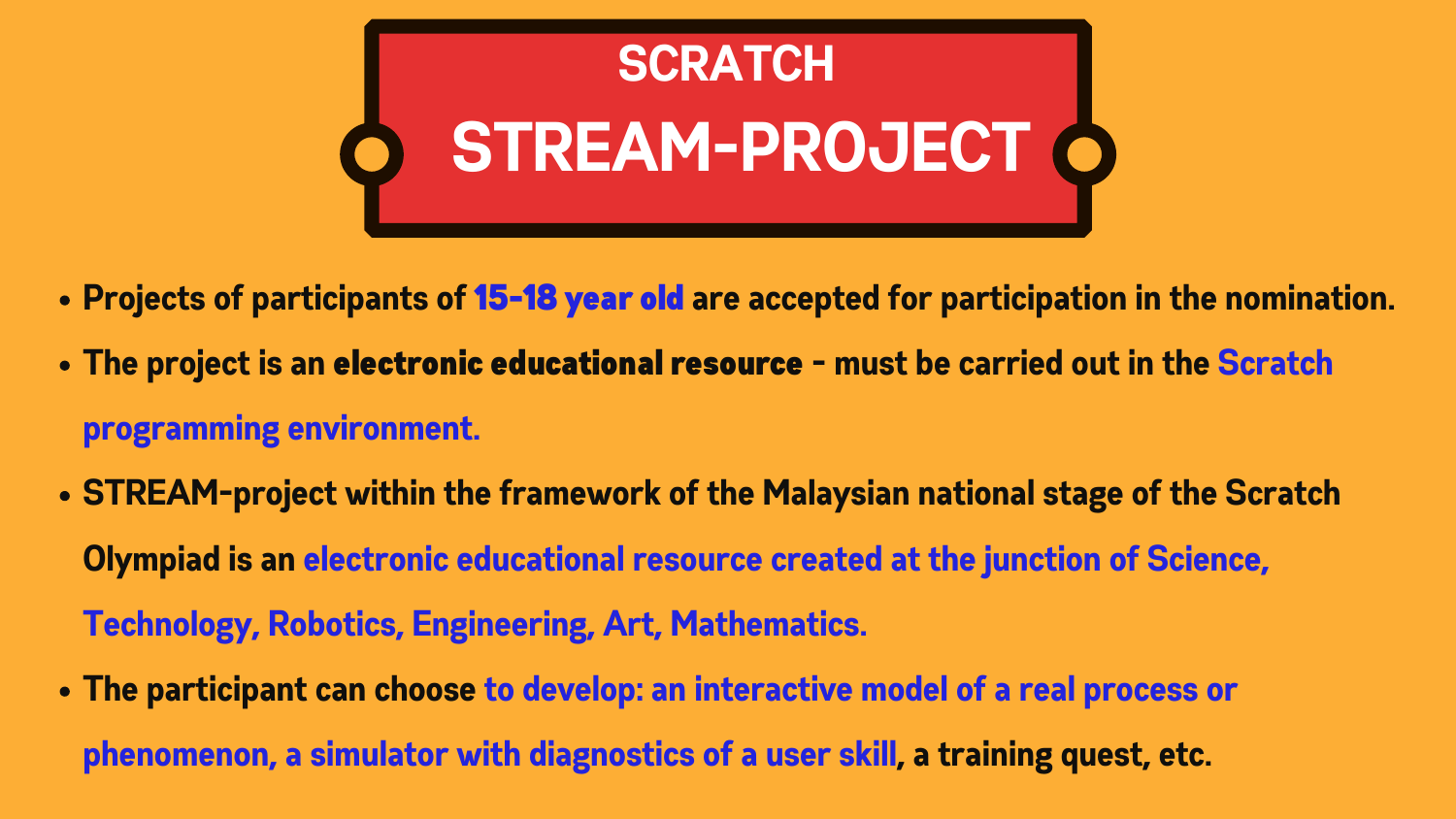# SCRATCH

# STREAM-PROJECT

- **Projects of participants of 15-18 year old are accepted for participation in the nomination.**
- **The project is an electronic educational resource - must be carried out in the Scratch programming environment.**
- **STREAM-project within the framework of the Malaysian national stage of the Scratch Olympiad is an electronic educational resource created at the junction of Science, Technology, Robotics, Engineering, Art, Mathematics.**
- **The participant can choose to develop: an interactive model of a real process or phenomenon, a simulator with diagnostics of a user skill, a training quest, etc.**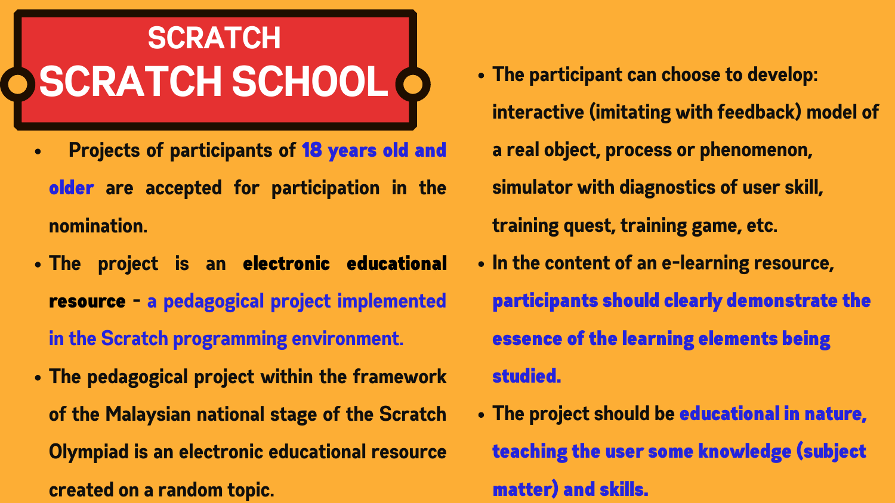# SCRATCH
## SCRATCH SCHOOL

- Projects of participants of **18 years old and older** are accepted for participation in the nomination.
- The project is an **electronic educational resource** - a pedagogical project implemented in the Scratch programming environment.
- The pedagogical project within the framework of the Malaysian national stage of the Scratch Olympiad is an electronic educational resource created on a random topic.
- The participant can choose to develop: interactive (imitating with feedback) model of a real object, process or phenomenon, simulator with diagnostics of user skill, training quest, training game, etc.
- In the content of an e-learning resource, **participants should clearly demonstrate the essence of the learning elements being studied.**
- The project should be **educational in nature, teaching the user some knowledge (subject matter) and skills.**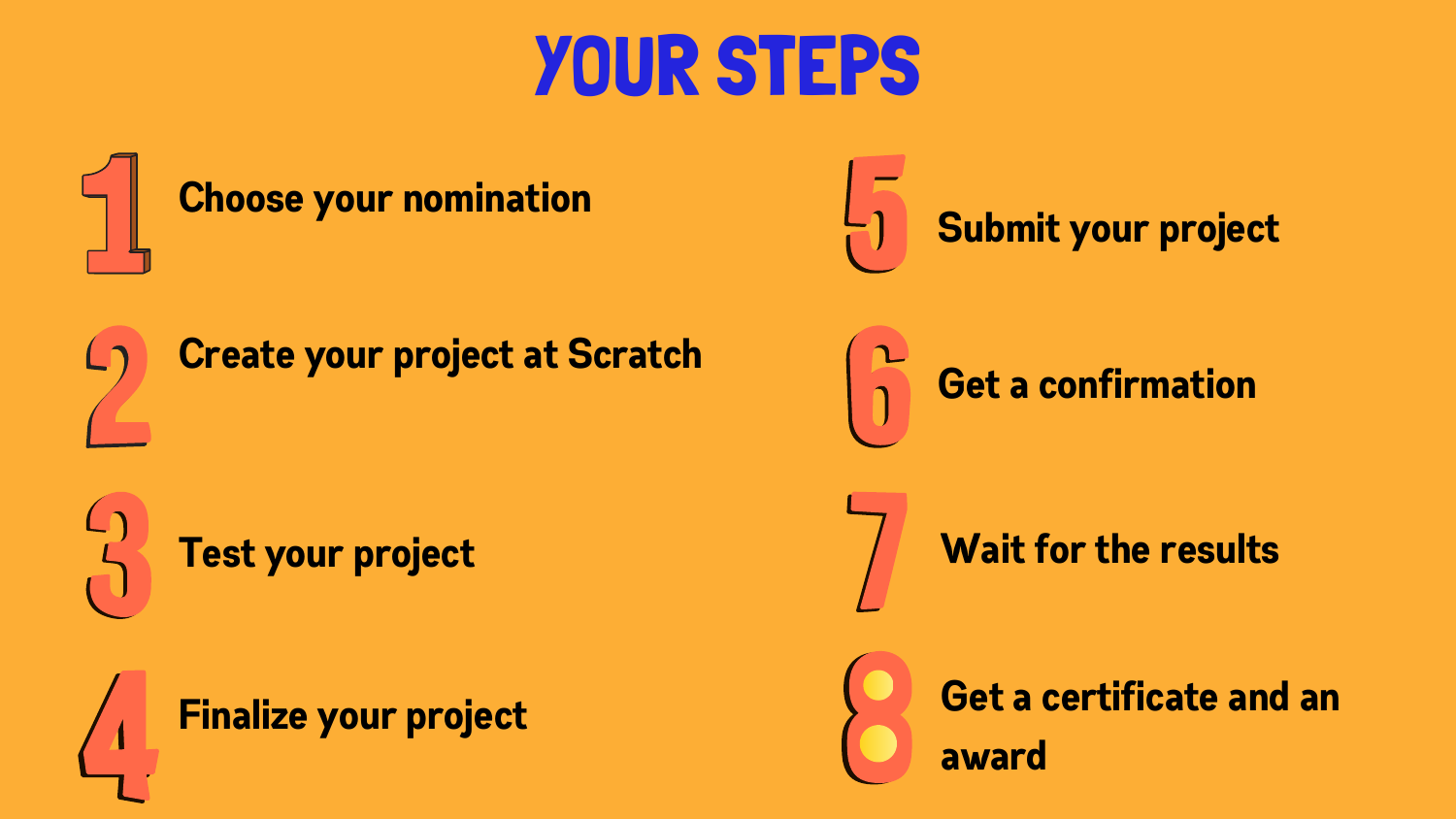# YOUR STEPS

1. Choose your nomination
2. Create your project at Scratch
3. Test your project
4. Finalize your project
5. Submit your project
6. Get a confirmation
7. Wait for the results
8. Get a certificate and an award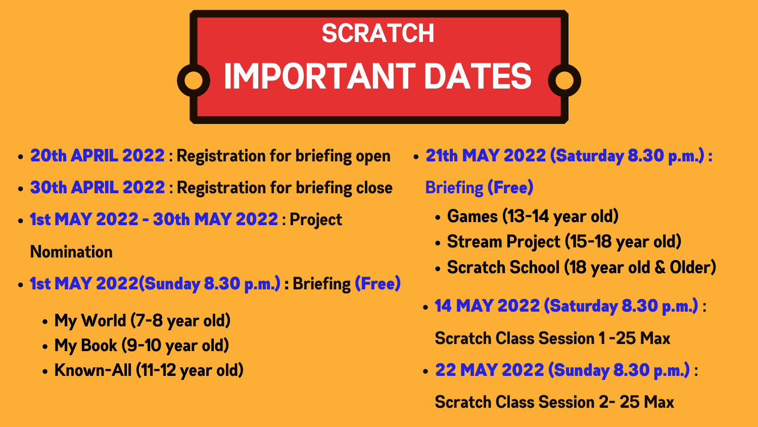# SCRATCH

# IMPORTANT DATES

- **20th APRIL 2022** : Registration for briefing open
- **30th APRIL 2022** : Registration for briefing close
- **1st MAY 2022 - 30th MAY 2022** : Project Nomination
- **1st MAY 2022(Sunday 8.30 p.m.)** : Briefing **(Free)**
  - My World (7-8 year old)
  - My Book (9-10 year old)
  - Known-All (11-12 year old)
- **21th MAY 2022 (Saturday 8.30 p.m.)** : Briefing **(Free)**
  - Games (13-14 year old)
  - Stream Project (15-18 year old)
  - Scratch School (18 year old & Older)
- **14 MAY 2022 (Saturday 8.30 p.m.)** : Scratch Class Session 1 -25 Max
- **22 MAY 2022 (Sunday 8.30 p.m.)** : Scratch Class Session 2- 25 Max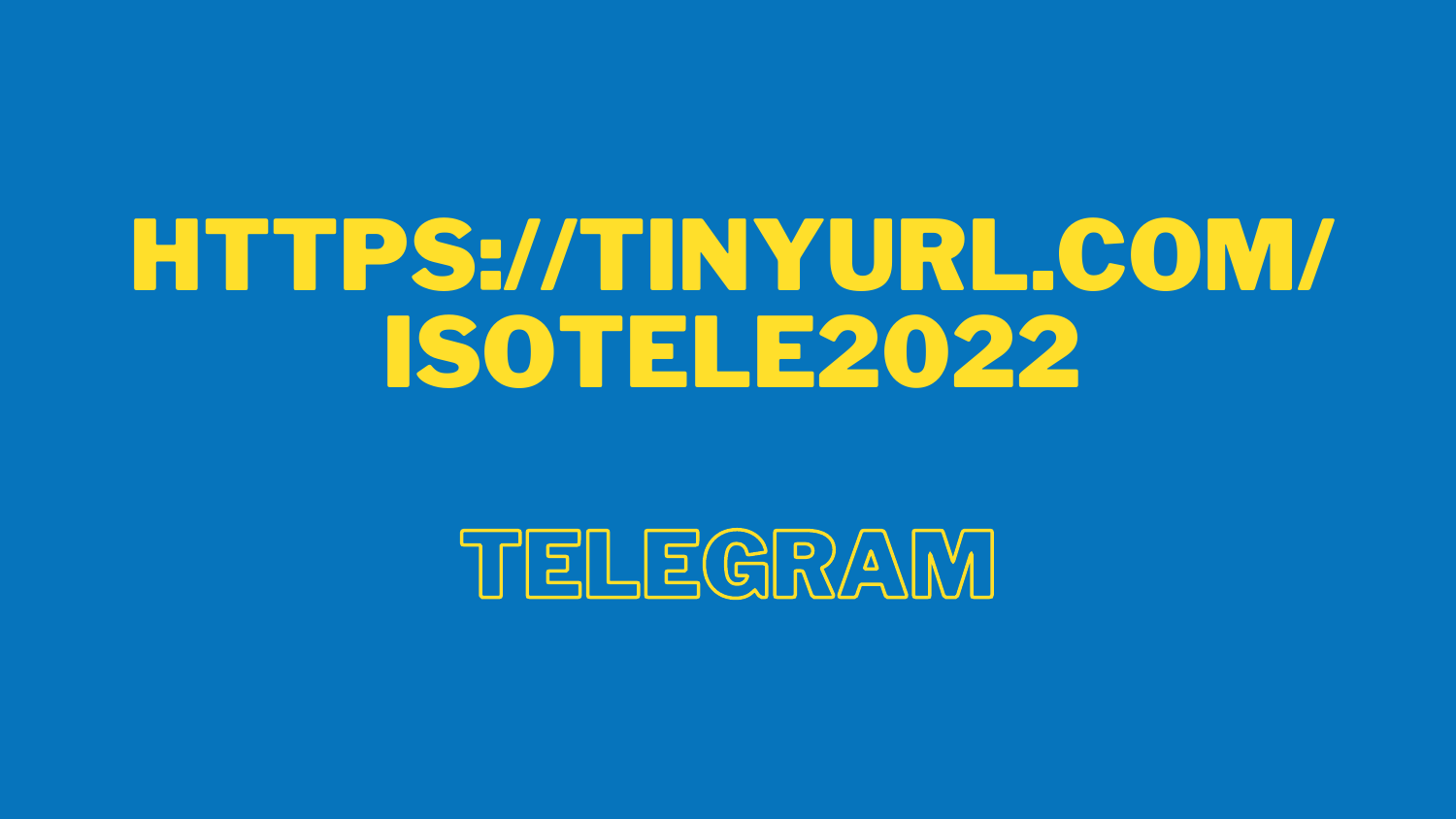# HTTPS://TINYURL.COM/ISOTELE2022

## TELEGRAM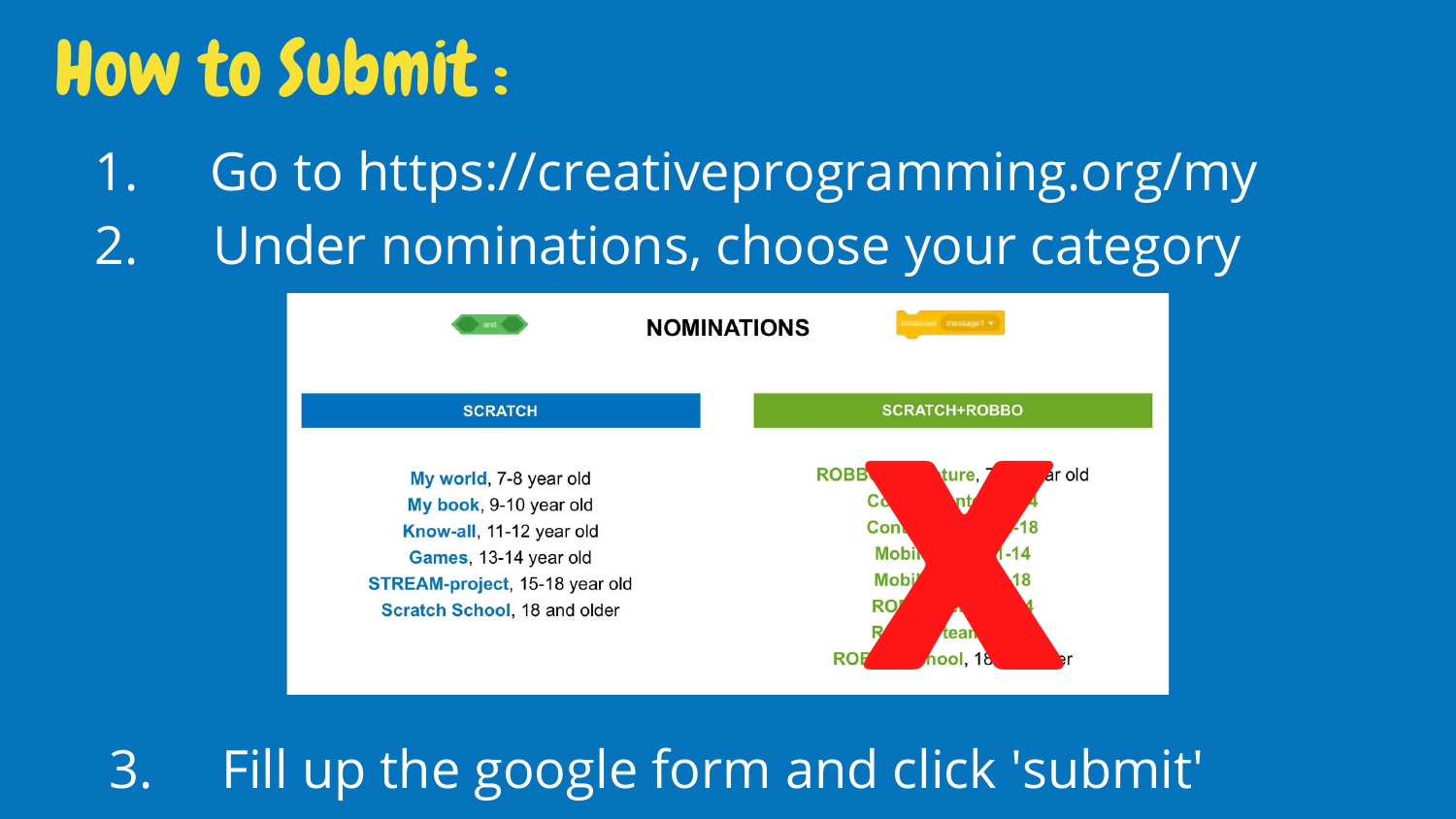# How to Submit :

1. Go to https://creativeprogramming.org/my
2. Under nominations, choose your category

**NOMINATIONS**

**SCRATCH**

- **My world**, 7-8 year old
- **My book**, 9-10 year old
- **Know-all**, 11-12 year old
- **Games**, 13-14 year old
- **STREAM-project**, 15-18 year old
- **Scratch School**, 18 and older

**SCRATCH+ROBBO**

3. Fill up the google form and click 'submit'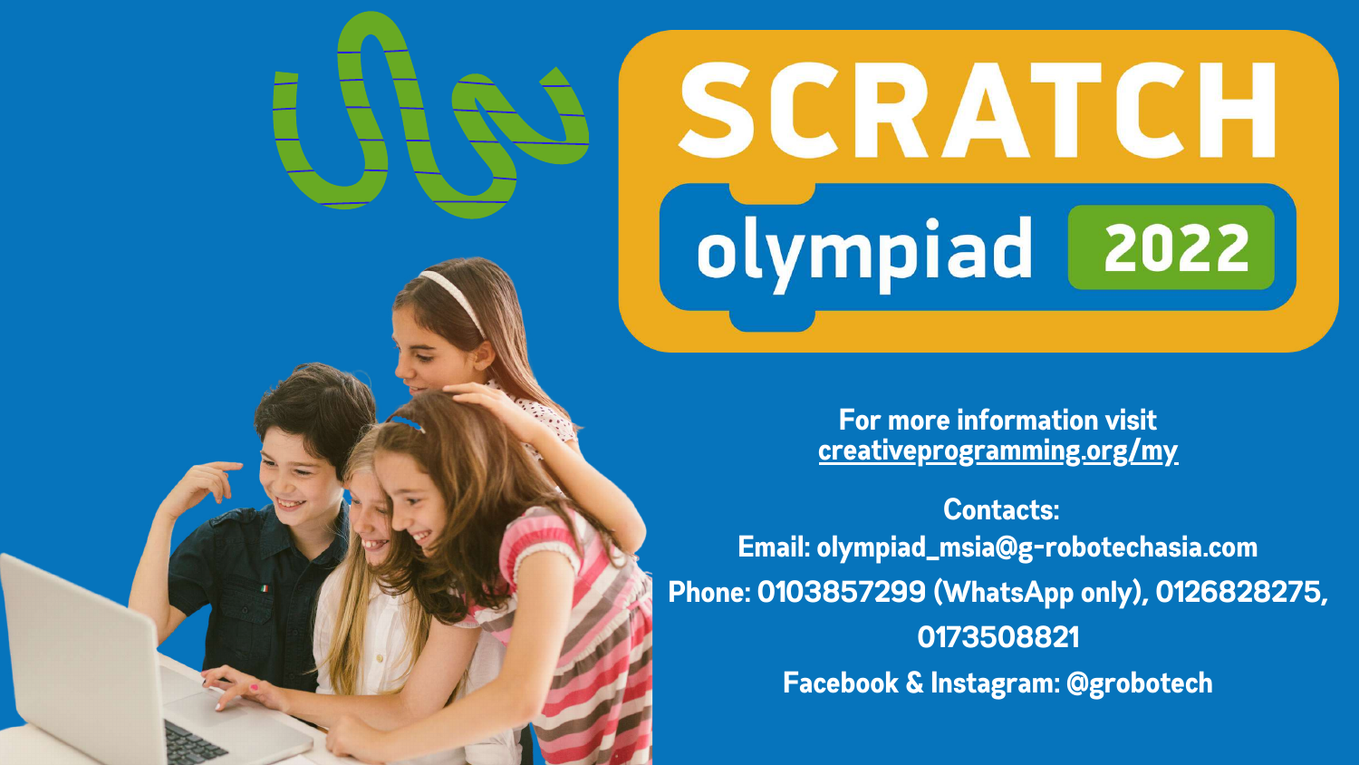# SCRATCH olympiad 2022

For more information visit
creativeprogramming.org/my

**Contacts:**

**Email: olympiad_msia@g-robotechasia.com**

**Phone: 0103857299 (WhatsApp only), 0126828275, 0173508821**

**Facebook & Instagram: @grobotech**